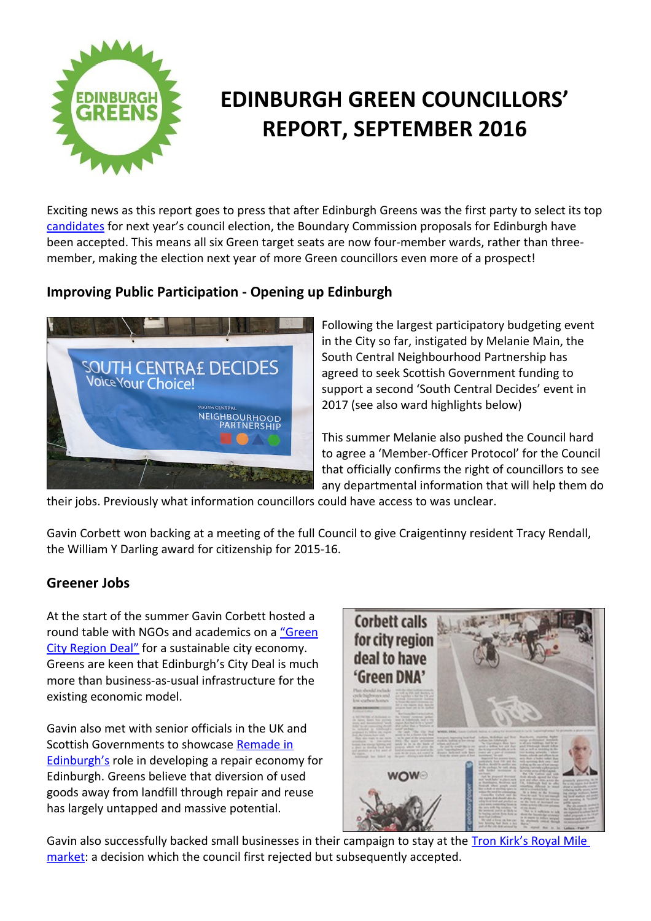# EDINBURGH GREEN COUNCILLORS' REPORT, SEPTEMBER 2016

Exciting news as this report goes to press that after Edinburgh Greens was the first party to select its top candidates for next year's council election, the Boundary Commission proposals for Edinburgh have been accepted. This means all six Green target seats are now four-member wards, rather than three-member, making the election next year of more Green councillors even more of a prospect!

## Improving Public Participation - Opening up Edinburgh

Following the largest participatory budgeting event in the City so far, instigated by Melanie Main, the South Central Neighbourhood Partnership has agreed to seek Scottish Government funding to support a second 'South Central Decides' event in 2017 (see also ward highlights below)

This summer Melanie also pushed the Council hard to agree a 'Member-Officer Protocol' for the Council that officially confirms the right of councillors to see any departmental information that will help them do their jobs. Previously what information councillors could have access to was unclear.

Gavin Corbett won backing at a meeting of the full Council to give Craigentinny resident Tracy Rendall, the William Y Darling award for citizenship for 2015-16.

## Greener Jobs

At the start of the summer Gavin Corbett hosted a round table with NGOs and academics on a "Green City Region Deal" for a sustainable city economy. Greens are keen that Edinburgh's City Deal is much more than business-as-usual infrastructure for the existing economic model.

Gavin also met with senior officials in the UK and Scottish Governments to showcase Remade in Edinburgh's role in developing a repair economy for Edinburgh. Greens believe that diversion of used goods away from landfill through repair and reuse has largely untapped and massive potential.

Gavin also successfully backed small businesses in their campaign to stay at the Tron Kirk's Royal Mile market: a decision which the council first rejected but subsequently accepted.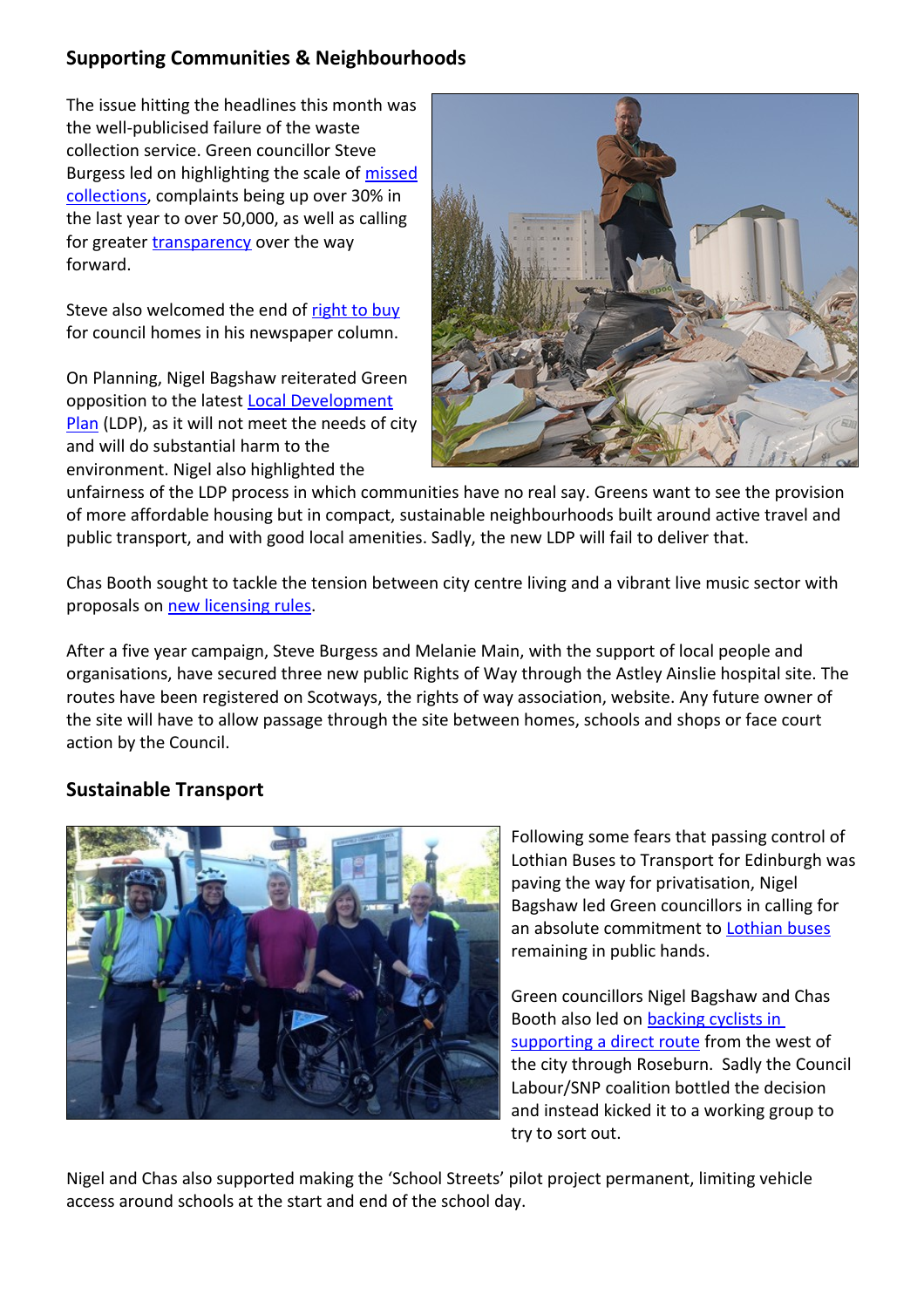## Supporting Communities & Neighbourhoods

The issue hitting the headlines this month was the well-publicised failure of the waste collection service. Green councillor Steve Burgess led on highlighting the scale of missed collections, complaints being up over 30% in the last year to over 50,000, as well as calling for greater transparency over the way forward.

Steve also welcomed the end of right to buy for council homes in his newspaper column.

On Planning, Nigel Bagshaw reiterated Green opposition to the latest Local Development Plan (LDP), as it will not meet the needs of city and will do substantial harm to the environment. Nigel also highlighted the unfairness of the LDP process in which communities have no real say. Greens want to see the provision of more affordable housing but in compact, sustainable neighbourhoods built around active travel and public transport, and with good local amenities. Sadly, the new LDP will fail to deliver that.

Chas Booth sought to tackle the tension between city centre living and a vibrant live music sector with proposals on new licensing rules.

After a five year campaign, Steve Burgess and Melanie Main, with the support of local people and organisations, have secured three new public Rights of Way through the Astley Ainslie hospital site. The routes have been registered on Scotways, the rights of way association, website. Any future owner of the site will have to allow passage through the site between homes, schools and shops or face court action by the Council.

## Sustainable Transport

Following some fears that passing control of Lothian Buses to Transport for Edinburgh was paving the way for privatisation, Nigel Bagshaw led Green councillors in calling for an absolute commitment to Lothian buses remaining in public hands.

Green councillors Nigel Bagshaw and Chas Booth also led on backing cyclists in supporting a direct route from the west of the city through Roseburn. Sadly the Council Labour/SNP coalition bottled the decision and instead kicked it to a working group to try to sort out.

Nigel and Chas also supported making the 'School Streets' pilot project permanent, limiting vehicle access around schools at the start and end of the school day.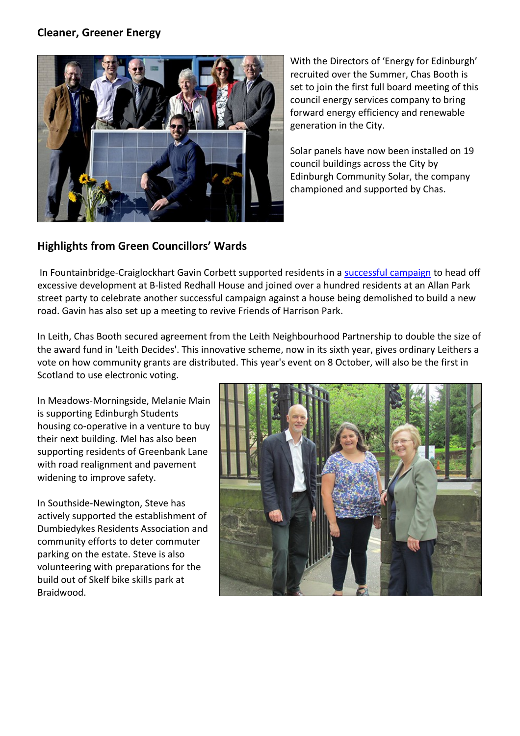## Cleaner, Greener Energy

With the Directors of 'Energy for Edinburgh' recruited over the Summer, Chas Booth is set to join the first full board meeting of this council energy services company to bring forward energy efficiency and renewable generation in the City.

Solar panels have now been installed on 19 council buildings across the City by Edinburgh Community Solar, the company championed and supported by Chas.

## Highlights from Green Councillors' Wards

In Fountainbridge-Craiglockhart Gavin Corbett supported residents in a successful campaign to head off excessive development at B-listed Redhall House and joined over a hundred residents at an Allan Park street party to celebrate another successful campaign against a house being demolished to build a new road. Gavin has also set up a meeting to revive Friends of Harrison Park.

In Leith, Chas Booth secured agreement from the Leith Neighbourhood Partnership to double the size of the award fund in 'Leith Decides'. This innovative scheme, now in its sixth year, gives ordinary Leithers a vote on how community grants are distributed. This year's event on 8 October, will also be the first in Scotland to use electronic voting.

In Meadows-Morningside, Melanie Main is supporting Edinburgh Students housing co-operative in a venture to buy their next building. Mel has also been supporting residents of Greenbank Lane with road realignment and pavement widening to improve safety.

In Southside-Newington, Steve has actively supported the establishment of Dumbiedykes Residents Association and community efforts to deter commuter parking on the estate. Steve is also volunteering with preparations for the build out of Skelf bike skills park at Braidwood.